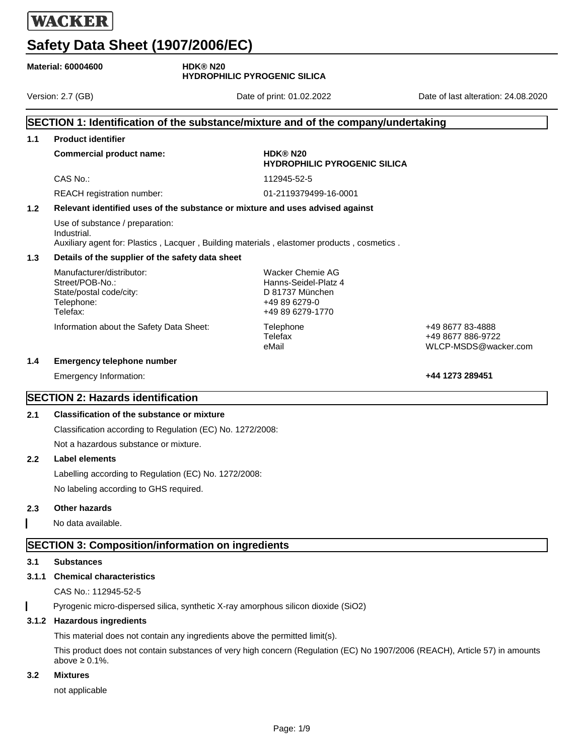WACKER

# Safety Data Sheet (1907/2006/EC)

**Material: 60004600** **HDK® N20 HYDROPHILIC PYROGENIC SILICA**

Version: 2.7 (GB) Date of print: 01.02.2022 Date of last alteration: 24.08.2020

## SECTION 1: Identification of the substance/mixture and of the company/undertaking

### 1.1 Product identifier

| | |
|---|---|
| **Commercial product name:** | **HDK® N20 HYDROPHILIC PYROGENIC SILICA** |
| CAS No.: | 112945-52-5 |
| REACH registration number: | 01-2119379499-16-0001 |

### 1.2 Relevant identified uses of the substance or mixture and uses advised against

Use of substance / preparation:
Industrial.
Auxiliary agent for: Plastics , Lacquer , Building materials , elastomer products , cosmetics .

### 1.3 Details of the supplier of the safety data sheet

| | | |
|---|---|---|
| Manufacturer/distributor: | Wacker Chemie AG | |
| Street/POB-No.: | Hanns-Seidel-Platz 4 | |
| State/postal code/city: | D 81737 München | |
| Telephone: | +49 89 6279-0 | |
| Telefax: | +49 89 6279-1770 | |
| Information about the Safety Data Sheet: | Telephone | +49 8677 83-4888 |
| | Telefax | +49 8677 886-9722 |
| | eMail | WLCP-MSDS@wacker.com |

### 1.4 Emergency telephone number

Emergency Information: **+44 1273 289451**

## SECTION 2: Hazards identification

### 2.1 Classification of the substance or mixture

Classification according to Regulation (EC) No. 1272/2008:

Not a hazardous substance or mixture.

### 2.2 Label elements

Labelling according to Regulation (EC) No. 1272/2008:

No labeling according to GHS required.

### 2.3 Other hazards

No data available.

## SECTION 3: Composition/information on ingredients

### 3.1 Substances

### 3.1.1 Chemical characteristics

CAS No.: 112945-52-5

Pyrogenic micro-dispersed silica, synthetic X-ray amorphous silicon dioxide ($SiO_2$)

### 3.1.2 Hazardous ingredients

This material does not contain any ingredients above the permitted limit(s).

This product does not contain substances of very high concern (Regulation (EC) No 1907/2006 (REACH), Article 57) in amounts above ≥ 0.1%.

### 3.2 Mixtures

not applicable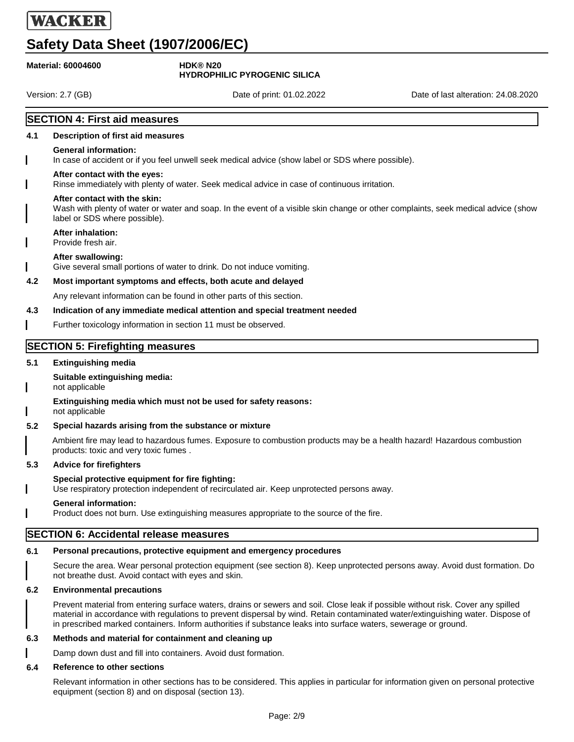## SECTION 4: First aid measures

### 4.1 Description of first aid measures

**General information:**
In case of accident or if you feel unwell seek medical advice (show label or SDS where possible).

**After contact with the eyes:**
Rinse immediately with plenty of water. Seek medical advice in case of continuous irritation.

**After contact with the skin:**
Wash with plenty of water or water and soap. In the event of a visible skin change or other complaints, seek medical advice (show label or SDS where possible).

**After inhalation:**
Provide fresh air.

**After swallowing:**
Give several small portions of water to drink. Do not induce vomiting.

### 4.2 Most important symptoms and effects, both acute and delayed

Any relevant information can be found in other parts of this section.

### 4.3 Indication of any immediate medical attention and special treatment needed

Further toxicology information in section 11 must be observed.

## SECTION 5: Firefighting measures

### 5.1 Extinguishing media

**Suitable extinguishing media:**
not applicable

**Extinguishing media which must not be used for safety reasons:**
not applicable

### 5.2 Special hazards arising from the substance or mixture

Ambient fire may lead to hazardous fumes. Exposure to combustion products may be a health hazard! Hazardous combustion products: toxic and very toxic fumes .

### 5.3 Advice for firefighters

**Special protective equipment for fire fighting:**
Use respiratory protection independent of recirculated air. Keep unprotected persons away.

**General information:**
Product does not burn. Use extinguishing measures appropriate to the source of the fire.

## SECTION 6: Accidental release measures

### 6.1 Personal precautions, protective equipment and emergency procedures

Secure the area. Wear personal protection equipment (see section 8). Keep unprotected persons away. Avoid dust formation. Do not breathe dust. Avoid contact with eyes and skin.

### 6.2 Environmental precautions

Prevent material from entering surface waters, drains or sewers and soil. Close leak if possible without risk. Cover any spilled material in accordance with regulations to prevent dispersal by wind. Retain contaminated water/extinguishing water. Dispose of in prescribed marked containers. Inform authorities if substance leaks into surface waters, sewerage or ground.

### 6.3 Methods and material for containment and cleaning up

Damp down dust and fill into containers. Avoid dust formation.

### 6.4 Reference to other sections

Relevant information in other sections has to be considered. This applies in particular for information given on personal protective equipment (section 8) and on disposal (section 13).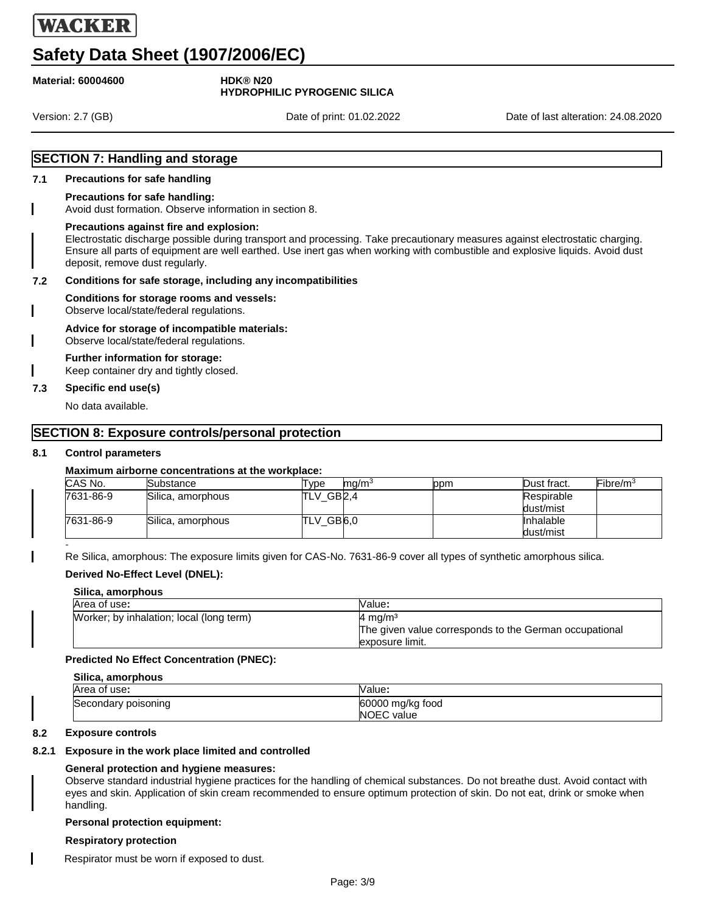## SECTION 7: Handling and storage

### 7.1 Precautions for safe handling

**Precautions for safe handling:**
Avoid dust formation. Observe information in section 8.

**Precautions against fire and explosion:**
Electrostatic discharge possible during transport and processing. Take precautionary measures against electrostatic charging. Ensure all parts of equipment are well earthed. Use inert gas when working with combustible and explosive liquids. Avoid dust deposit, remove dust regularly.

### 7.2 Conditions for safe storage, including any incompatibilities

**Conditions for storage rooms and vessels:**
Observe local/state/federal regulations.

**Advice for storage of incompatible materials:**
Observe local/state/federal regulations.

**Further information for storage:**
Keep container dry and tightly closed.

### 7.3 Specific end use(s)

No data available.

## SECTION 8: Exposure controls/personal protection

### 8.1 Control parameters

**Maximum airborne concentrations at the workplace:**

| CAS No. | Substance | Type | mg/m³ | ppm | Dust fract. | Fibre/m³ |
|---|---|---|---|---|---|---|
| 7631-86-9 | Silica, amorphous | TLV_GB | 2,4 | | Respirable dust/mist | |
| 7631-86-9 | Silica, amorphous | TLV_GB | 6,0 | | Inhalable dust/mist | |

-

Re Silica, amorphous: The exposure limits given for CAS-No. 7631-86-9 cover all types of synthetic amorphous silica.

**Derived No-Effect Level (DNEL):**

**Silica, amorphous**

| Area of use: | Value: |
|---|---|
| Worker; by inhalation; local (long term) | 4 mg/m³<br>The given value corresponds to the German occupational exposure limit. |

**Predicted No Effect Concentration (PNEC):**

**Silica, amorphous**

| Area of use: | Value: |
|---|---|
| Secondary poisoning | 60000 mg/kg food<br>NOEC value |

### 8.2 Exposure controls

#### 8.2.1 Exposure in the work place limited and controlled

**General protection and hygiene measures:**
Observe standard industrial hygiene practices for the handling of chemical substances. Do not breathe dust. Avoid contact with eyes and skin. Application of skin cream recommended to ensure optimum protection of skin. Do not eat, drink or smoke when handling.

**Personal protection equipment:**

**Respiratory protection**

Respirator must be worn if exposed to dust.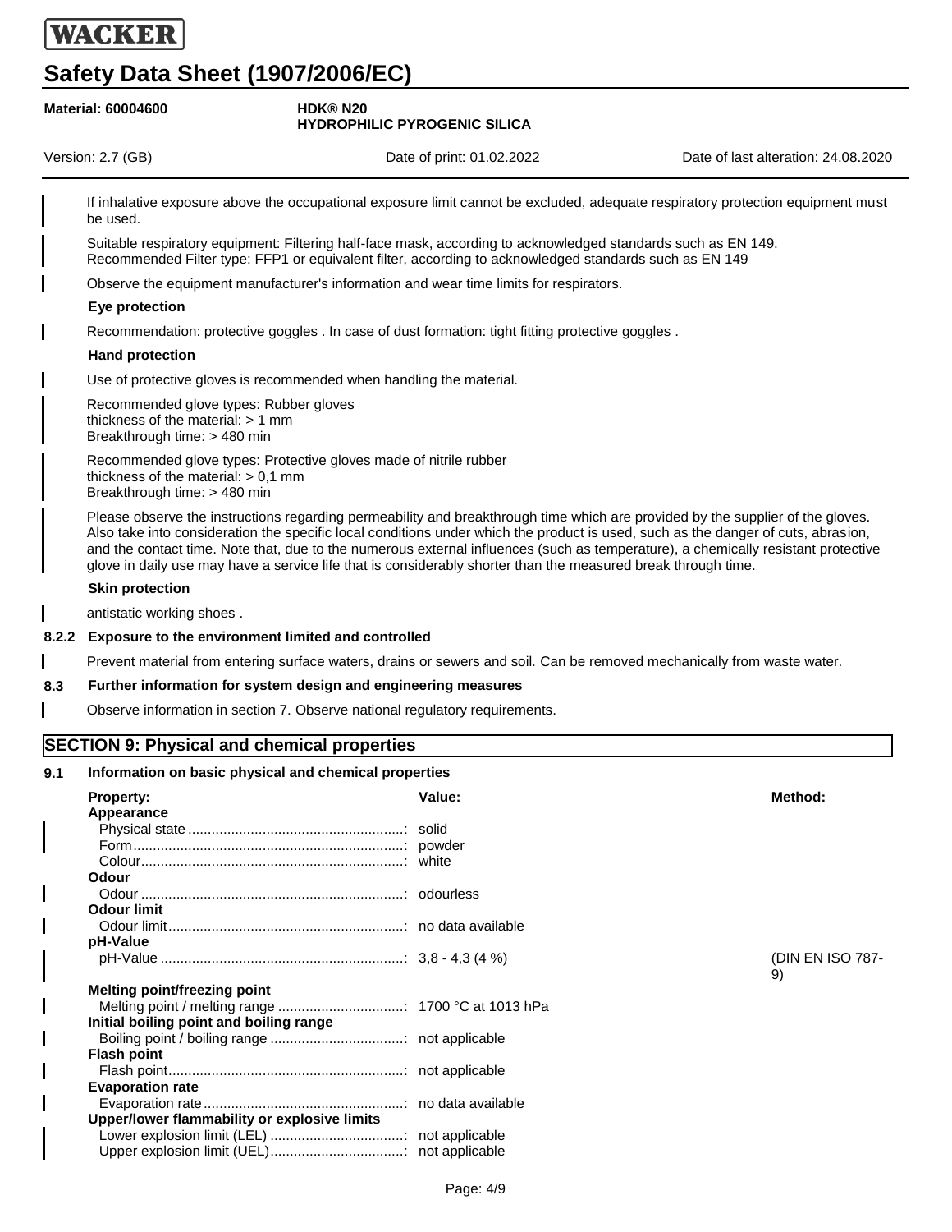If inhalative exposure above the occupational exposure limit cannot be excluded, adequate respiratory protection equipment must be used.

Suitable respiratory equipment: Filtering half-face mask, according to acknowledged standards such as EN 149.
Recommended Filter type: FFP1 or equivalent filter, according to acknowledged standards such as EN 149

Observe the equipment manufacturer's information and wear time limits for respirators.

**Eye protection**

Recommendation: protective goggles . In case of dust formation: tight fitting protective goggles .

**Hand protection**

Use of protective gloves is recommended when handling the material.

Recommended glove types: Rubber gloves
thickness of the material: > 1 mm
Breakthrough time: > 480 min

Recommended glove types: Protective gloves made of nitrile rubber
thickness of the material: > 0,1 mm
Breakthrough time: > 480 min

Please observe the instructions regarding permeability and breakthrough time which are provided by the supplier of the gloves. Also take into consideration the specific local conditions under which the product is used, such as the danger of cuts, abrasion, and the contact time. Note that, due to the numerous external influences (such as temperature), a chemically resistant protective glove in daily use may have a service life that is considerably shorter than the measured break through time.

**Skin protection**

antistatic working shoes .

### 8.2.2 Exposure to the environment limited and controlled

Prevent material from entering surface waters, drains or sewers and soil. Can be removed mechanically from waste water.

### 8.3 Further information for system design and engineering measures

Observe information in section 7. Observe national regulatory requirements.

## SECTION 9: Physical and chemical properties

### 9.1 Information on basic physical and chemical properties

| Property: | Value: | Method: |
|---|---|---|
| **Appearance** | | |
| Physical state | solid | |
| Form | powder | |
| Colour | white | |
| **Odour** | | |
| Odour | odourless | |
| **Odour limit** | | |
| Odour limit | no data available | |
| **pH-Value** | | |
| pH-Value | 3,8 - 4,3 (4 %) | (DIN EN ISO 787-9) |
| **Melting point/freezing point** | | |
| Melting point / melting range | 1700 °C at 1013 hPa | |
| **Initial boiling point and boiling range** | | |
| Boiling point / boiling range | not applicable | |
| **Flash point** | | |
| Flash point | not applicable | |
| **Evaporation rate** | | |
| Evaporation rate | no data available | |
| **Upper/lower flammability or explosive limits** | | |
| Lower explosion limit (LEL) | not applicable | |
| Upper explosion limit (UEL) | not applicable | |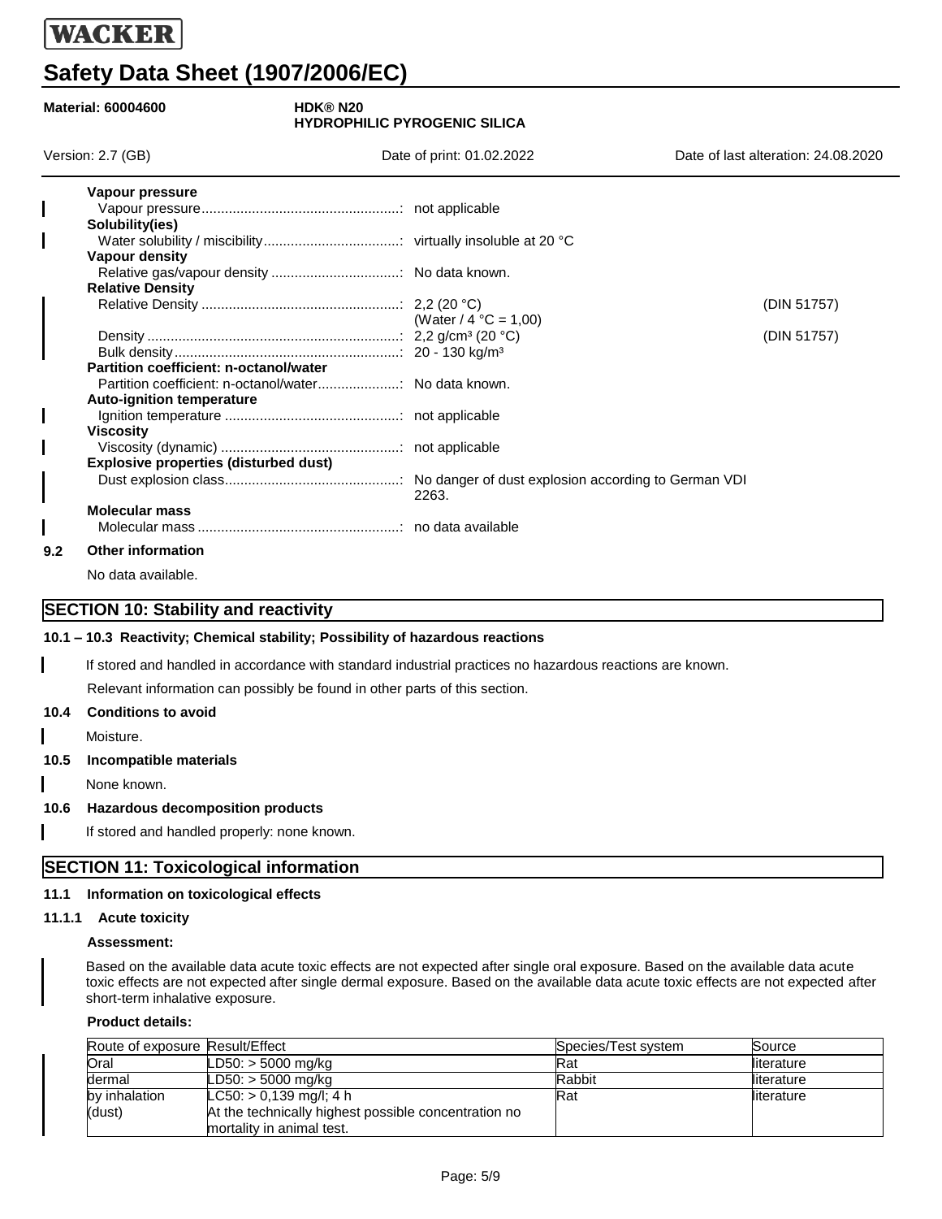**Vapour pressure**

Vapour pressure: not applicable

**Solubility(ies)**

Water solubility / miscibility: virtually insoluble at 20 °C

**Vapour density**

Relative gas/vapour density: No data known.

**Relative Density**

Relative Density: 2,2 (20 °C) (Water / 4 °C = 1,00) (DIN 51757)

Density: 2,2 g/cm³ (20 °C) (DIN 51757)

Bulk density: 20 - 130 kg/m³

**Partition coefficient: n-octanol/water**

Partition coefficient: n-octanol/water: No data known.

**Auto-ignition temperature**

Ignition temperature: not applicable

**Viscosity**

Viscosity (dynamic): not applicable

**Explosive properties (disturbed dust)**

Dust explosion class: No danger of dust explosion according to German VDI 2263.

**Molecular mass**

Molecular mass: no data available

### 9.2 Other information

No data available.

## SECTION 10: Stability and reactivity

### 10.1 – 10.3 Reactivity; Chemical stability; Possibility of hazardous reactions

If stored and handled in accordance with standard industrial practices no hazardous reactions are known.

Relevant information can possibly be found in other parts of this section.

### 10.4 Conditions to avoid

Moisture.

### 10.5 Incompatible materials

None known.

### 10.6 Hazardous decomposition products

If stored and handled properly: none known.

## SECTION 11: Toxicological information

### 11.1 Information on toxicological effects

#### 11.1.1 Acute toxicity

**Assessment:**

Based on the available data acute toxic effects are not expected after single oral exposure. Based on the available data acute toxic effects are not expected after single dermal exposure. Based on the available data acute toxic effects are not expected after short-term inhalative exposure.

**Product details:**

| Route of exposure | Result/Effect | Species/Test system | Source |
|---|---|---|---|
| Oral | LD50: > 5000 mg/kg | Rat | literature |
| dermal | LD50: > 5000 mg/kg | Rabbit | literature |
| by inhalation (dust) | LC50: > 0,139 mg/l; 4 h At the technically highest possible concentration no mortality in animal test. | Rat | literature |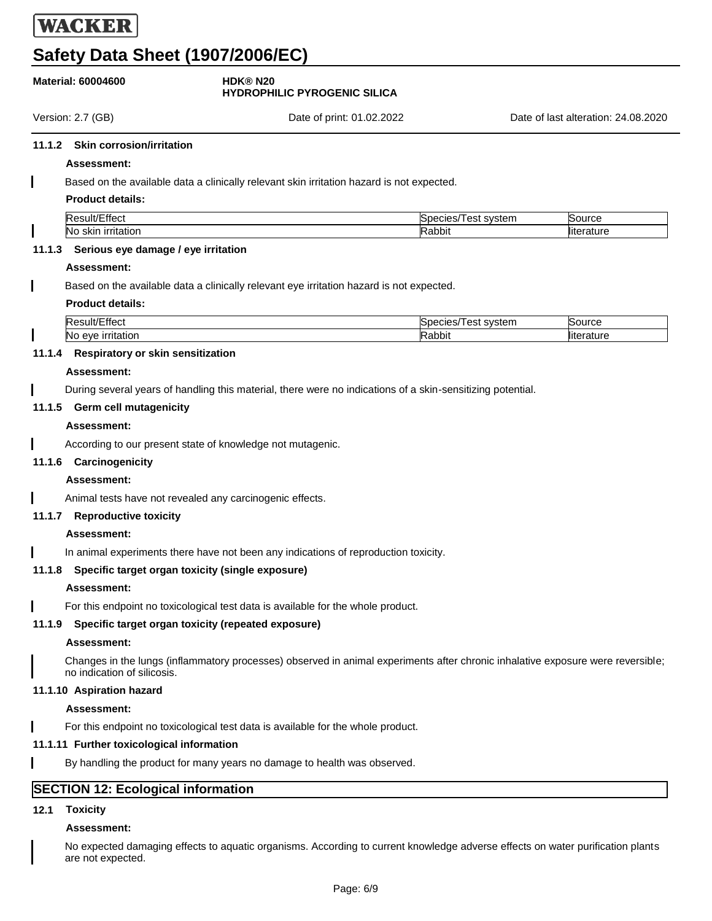#### 11.1.2 Skin corrosion/irritation

**Assessment:**

Based on the available data a clinically relevant skin irritation hazard is not expected.

**Product details:**

| Result/Effect | Species/Test system | Source |
|---|---|---|
| No skin irritation | Rabbit | literature |

#### 11.1.3 Serious eye damage / eye irritation

**Assessment:**

Based on the available data a clinically relevant eye irritation hazard is not expected.

**Product details:**

| Result/Effect | Species/Test system | Source |
|---|---|---|
| No eye irritation | Rabbit | literature |

#### 11.1.4 Respiratory or skin sensitization

**Assessment:**

During several years of handling this material, there were no indications of a skin-sensitizing potential.

#### 11.1.5 Germ cell mutagenicity

**Assessment:**

According to our present state of knowledge not mutagenic.

#### 11.1.6 Carcinogenicity

**Assessment:**

Animal tests have not revealed any carcinogenic effects.

#### 11.1.7 Reproductive toxicity

**Assessment:**

In animal experiments there have not been any indications of reproduction toxicity.

#### 11.1.8 Specific target organ toxicity (single exposure)

**Assessment:**

For this endpoint no toxicological test data is available for the whole product.

#### 11.1.9 Specific target organ toxicity (repeated exposure)

**Assessment:**

Changes in the lungs (inflammatory processes) observed in animal experiments after chronic inhalative exposure were reversible; no indication of silicosis.

#### 11.1.10 Aspiration hazard

**Assessment:**

For this endpoint no toxicological test data is available for the whole product.

#### 11.1.11 Further toxicological information

By handling the product for many years no damage to health was observed.

## SECTION 12: Ecological information

### 12.1 Toxicity

**Assessment:**

No expected damaging effects to aquatic organisms. According to current knowledge adverse effects on water purification plants are not expected.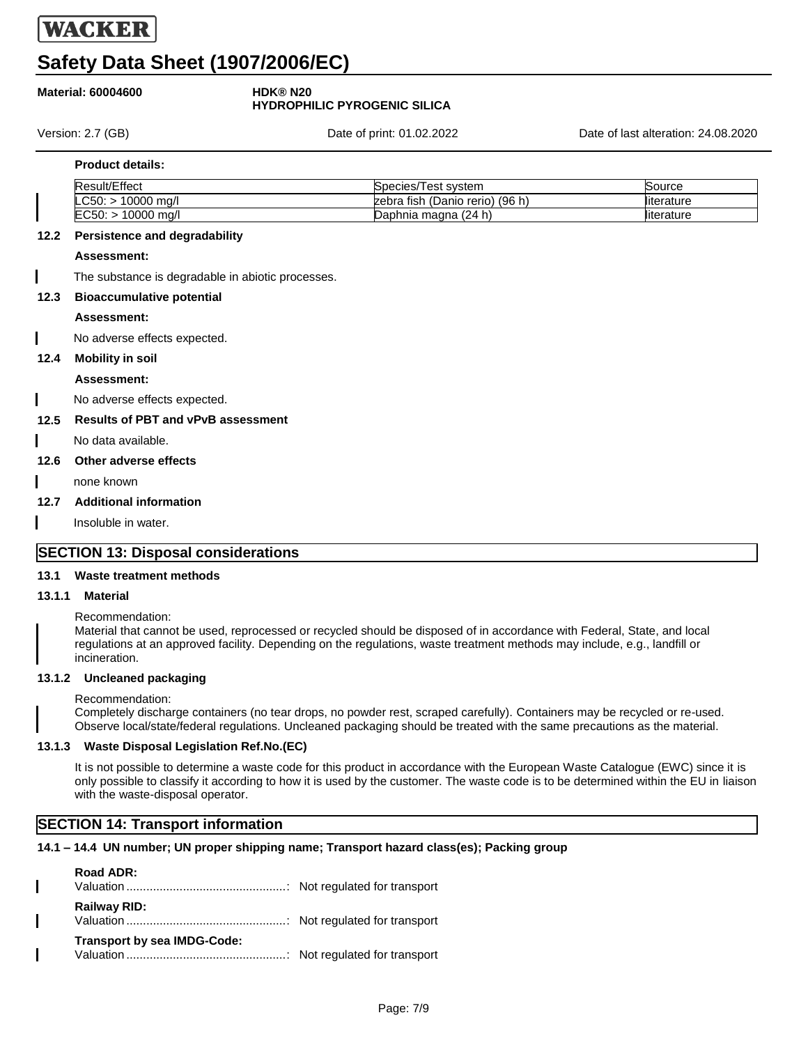**Product details:**

| Result/Effect | Species/Test system | Source |
|---|---|---|
| LC50: > 10000 mg/l | zebra fish (Danio rerio) (96 h) | literature |
| EC50: > 10000 mg/l | Daphnia magna (24 h) | literature |

### 12.2 Persistence and degradability

**Assessment:**

The substance is degradable in abiotic processes.

### 12.3 Bioaccumulative potential

**Assessment:**

No adverse effects expected.

### 12.4 Mobility in soil

**Assessment:**

No adverse effects expected.

### 12.5 Results of PBT and vPvB assessment

No data available.

### 12.6 Other adverse effects

none known

### 12.7 Additional information

Insoluble in water.

## SECTION 13: Disposal considerations

### 13.1 Waste treatment methods

#### 13.1.1 Material

Recommendation:
Material that cannot be used, reprocessed or recycled should be disposed of in accordance with Federal, State, and local regulations at an approved facility. Depending on the regulations, waste treatment methods may include, e.g., landfill or incineration.

#### 13.1.2 Uncleaned packaging

Recommendation:
Completely discharge containers (no tear drops, no powder rest, scraped carefully). Containers may be recycled or re-used. Observe local/state/federal regulations. Uncleaned packaging should be treated with the same precautions as the material.

#### 13.1.3 Waste Disposal Legislation Ref.No.(EC)

It is not possible to determine a waste code for this product in accordance with the European Waste Catalogue (EWC) since it is only possible to classify it according to how it is used by the customer. The waste code is to be determined within the EU in liaison with the waste-disposal operator.

## SECTION 14: Transport information

### 14.1 – 14.4 UN number; UN proper shipping name; Transport hazard class(es); Packing group

**Road ADR:**
Valuation ................................................: Not regulated for transport

**Railway RID:**
Valuation ................................................: Not regulated for transport

**Transport by sea IMDG-Code:**
Valuation ................................................: Not regulated for transport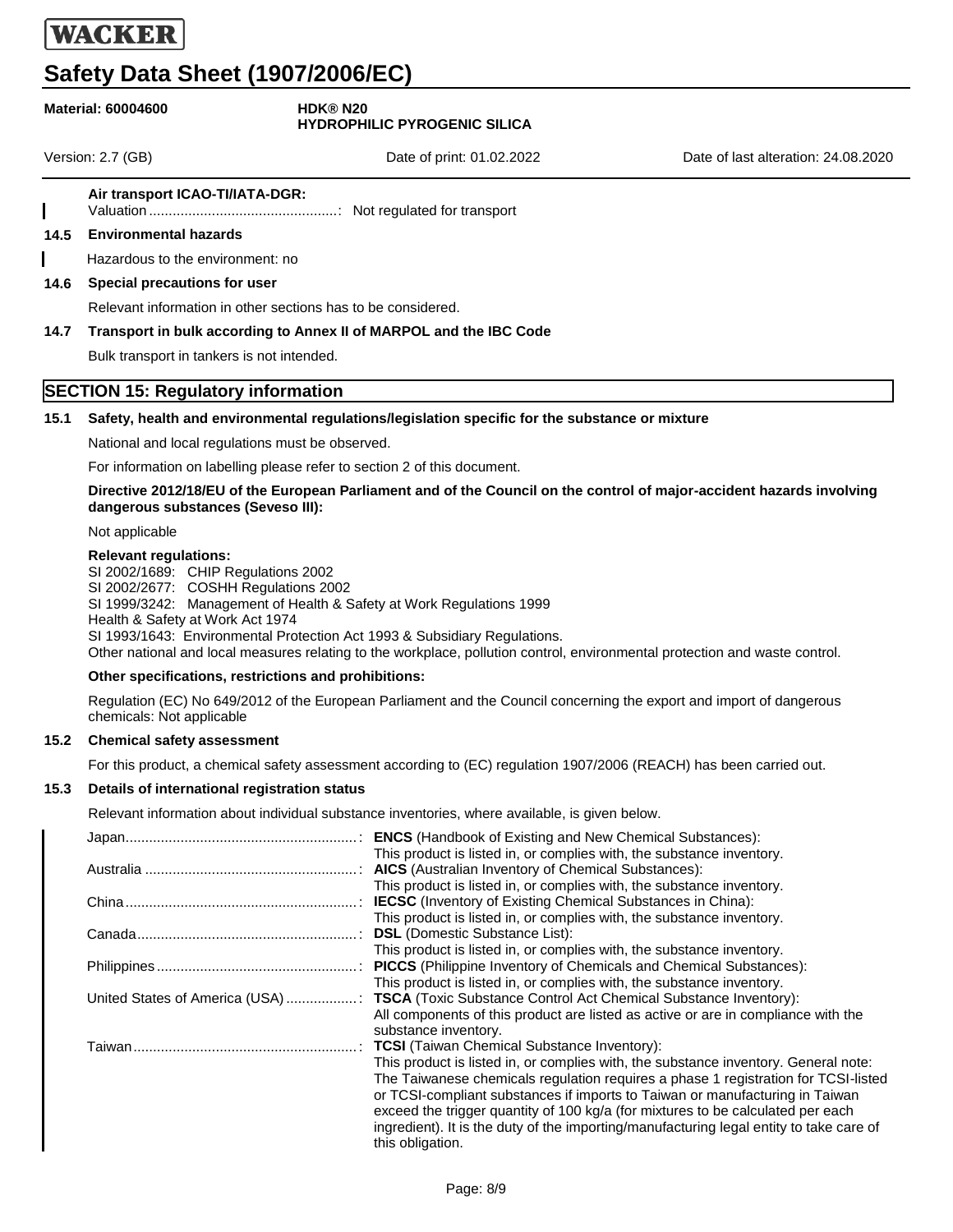**Air transport ICAO-TI/IATA-DGR:**

Valuation: Not regulated for transport

### 14.5 Environmental hazards

Hazardous to the environment: no

### 14.6 Special precautions for user

Relevant information in other sections has to be considered.

### 14.7 Transport in bulk according to Annex II of MARPOL and the IBC Code

Bulk transport in tankers is not intended.

## SECTION 15: Regulatory information

### 15.1 Safety, health and environmental regulations/legislation specific for the substance or mixture

National and local regulations must be observed.

For information on labelling please refer to section 2 of this document.

**Directive 2012/18/EU of the European Parliament and of the Council on the control of major-accident hazards involving dangerous substances (Seveso III):**

Not applicable

**Relevant regulations:**

SI 2002/1689: CHIP Regulations 2002
SI 2002/2677: COSHH Regulations 2002
SI 1999/3242: Management of Health & Safety at Work Regulations 1999
Health & Safety at Work Act 1974
SI 1993/1643: Environmental Protection Act 1993 & Subsidiary Regulations.
Other national and local measures relating to the workplace, pollution control, environmental protection and waste control.

**Other specifications, restrictions and prohibitions:**

Regulation (EC) No 649/2012 of the European Parliament and the Council concerning the export and import of dangerous chemicals: Not applicable

### 15.2 Chemical safety assessment

For this product, a chemical safety assessment according to (EC) regulation 1907/2006 (REACH) has been carried out.

### 15.3 Details of international registration status

Relevant information about individual substance inventories, where available, is given below.

| Country | Inventory |
|---|---|
| Japan | **ENCS** (Handbook of Existing and New Chemical Substances): This product is listed in, or complies with, the substance inventory. |
| Australia | **AICS** (Australian Inventory of Chemical Substances): This product is listed in, or complies with, the substance inventory. |
| China | **IECSC** (Inventory of Existing Chemical Substances in China): This product is listed in, or complies with, the substance inventory. |
| Canada | **DSL** (Domestic Substance List): This product is listed in, or complies with, the substance inventory. |
| Philippines | **PICCS** (Philippine Inventory of Chemicals and Chemical Substances): This product is listed in, or complies with, the substance inventory. |
| United States of America (USA) | **TSCA** (Toxic Substance Control Act Chemical Substance Inventory): All components of this product are listed as active or are in compliance with the substance inventory. |
| Taiwan | **TCSI** (Taiwan Chemical Substance Inventory): This product is listed in, or complies with, the substance inventory. General note: The Taiwanese chemicals regulation requires a phase 1 registration for TCSI-listed or TCSI-compliant substances if imports to Taiwan or manufacturing in Taiwan exceed the trigger quantity of 100 kg/a (for mixtures to be calculated per each ingredient). It is the duty of the importing/manufacturing legal entity to take care of this obligation. |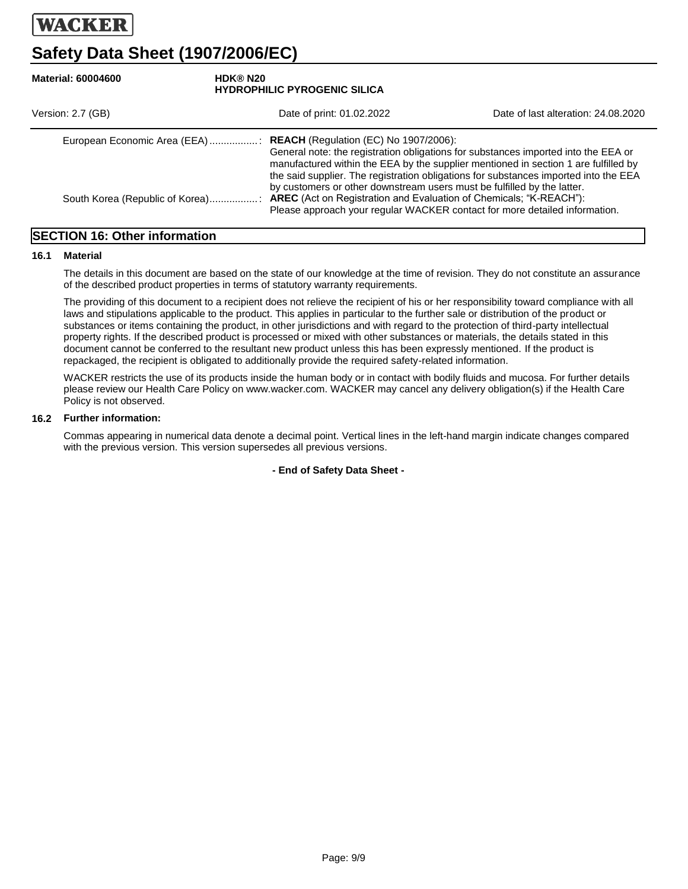| | |
|---|---|
| European Economic Area (EEA)................: | **REACH** (Regulation (EC) No 1907/2006): General note: the registration obligations for substances imported into the EEA or manufactured within the EEA by the supplier mentioned in section 1 are fulfilled by the said supplier. The registration obligations for substances imported into the EEA by customers or other downstream users must be fulfilled by the latter. |
| South Korea (Republic of Korea)................: | **AREC** (Act on Registration and Evaluation of Chemicals; "K-REACH"): Please approach your regular WACKER contact for more detailed information. |

## SECTION 16: Other information

### 16.1 Material

The details in this document are based on the state of our knowledge at the time of revision. They do not constitute an assurance of the described product properties in terms of statutory warranty requirements.

The providing of this document to a recipient does not relieve the recipient of his or her responsibility toward compliance with all laws and stipulations applicable to the product. This applies in particular to the further sale or distribution of the product or substances or items containing the product, in other jurisdictions and with regard to the protection of third-party intellectual property rights. If the described product is processed or mixed with other substances or materials, the details stated in this document cannot be conferred to the resultant new product unless this has been expressly mentioned. If the product is repackaged, the recipient is obligated to additionally provide the required safety-related information.

WACKER restricts the use of its products inside the human body or in contact with bodily fluids and mucosa. For further details please review our Health Care Policy on www.wacker.com. WACKER may cancel any delivery obligation(s) if the Health Care Policy is not observed.

### 16.2 Further information:

Commas appearing in numerical data denote a decimal point. Vertical lines in the left-hand margin indicate changes compared with the previous version. This version supersedes all previous versions.

**- End of Safety Data Sheet -**